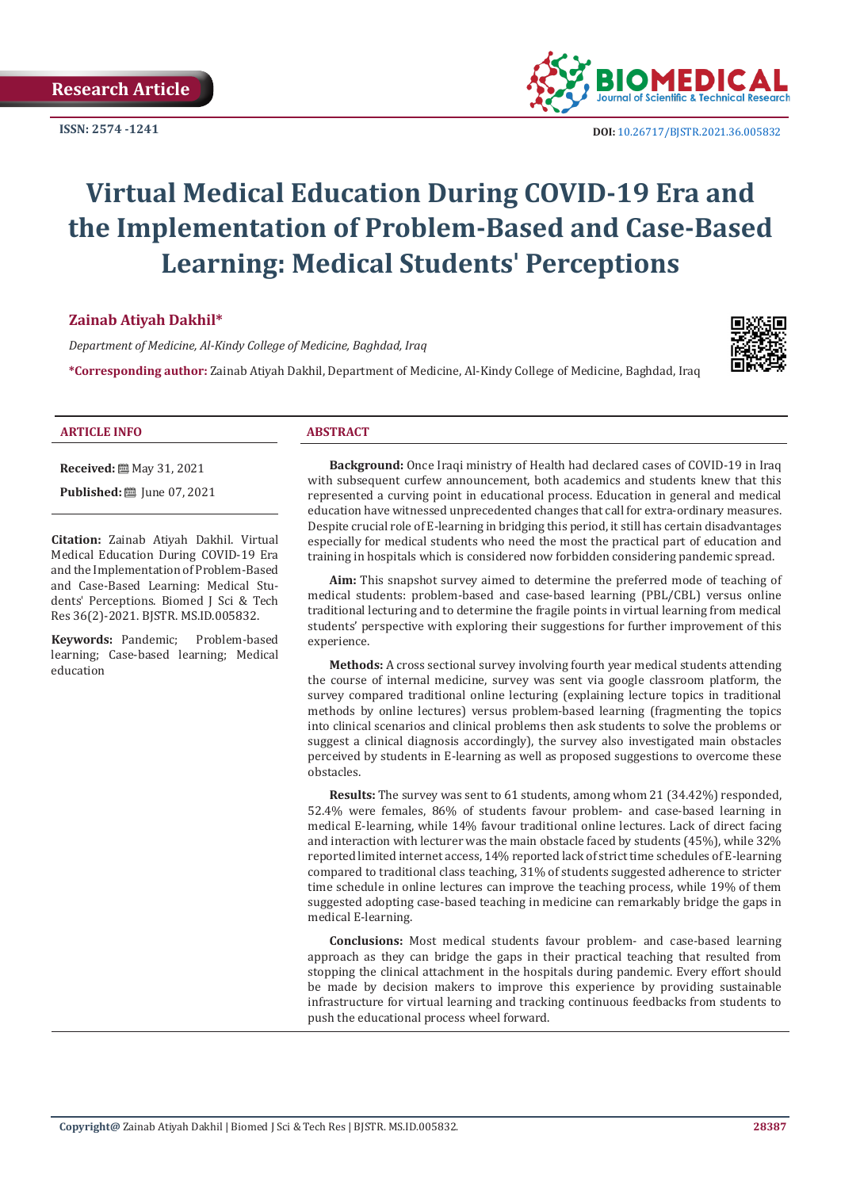Research Article

ISSN: 2574 -1241

DOI: 10.26717/BJSTR.2021.36.005832

# Virtual Medical Education During COVID-19 Era and the Implementation of Problem-Based and Case-Based Learning: Medical Students' Perceptions

**Zainab Atiyah Dakhil***

*Department of Medicine, Al-Kindy College of Medicine, Baghdad, Iraq*

**\*Corresponding author:** Zainab Atiyah Dakhil, Department of Medicine, Al-Kindy College of Medicine, Baghdad, Iraq

## ARTICLE INFO

**Received:** May 31, 2021

**Published:** June 07, 2021

**Citation:** Zainab Atiyah Dakhil. Virtual Medical Education During COVID-19 Era and the Implementation of Problem-Based and Case-Based Learning: Medical Students' Perceptions. Biomed J Sci & Tech Res 36(2)-2021. BJSTR. MS.ID.005832.

**Keywords:** Pandemic; Problem-based learning; Case-based learning; Medical education

## ABSTRACT

**Background:** Once Iraqi ministry of Health had declared cases of COVID-19 in Iraq with subsequent curfew announcement, both academics and students knew that this represented a curving point in educational process. Education in general and medical education have witnessed unprecedented changes that call for extra-ordinary measures. Despite crucial role of E-learning in bridging this period, it still has certain disadvantages especially for medical students who need the most the practical part of education and training in hospitals which is considered now forbidden considering pandemic spread.

**Aim:** This snapshot survey aimed to determine the preferred mode of teaching of medical students: problem-based and case-based learning (PBL/CBL) versus online traditional lecturing and to determine the fragile points in virtual learning from medical students' perspective with exploring their suggestions for further improvement of this experience.

**Methods:** A cross sectional survey involving fourth year medical students attending the course of internal medicine, survey was sent via google classroom platform, the survey compared traditional online lecturing (explaining lecture topics in traditional methods by online lectures) versus problem-based learning (fragmenting the topics into clinical scenarios and clinical problems then ask students to solve the problems or suggest a clinical diagnosis accordingly), the survey also investigated main obstacles perceived by students in E-learning as well as proposed suggestions to overcome these obstacles.

**Results:** The survey was sent to 61 students, among whom 21 (34.42%) responded, 52.4% were females, 86% of students favour problem- and case-based learning in medical E-learning, while 14% favour traditional online lectures. Lack of direct facing and interaction with lecturer was the main obstacle faced by students (45%), while 32% reported limited internet access, 14% reported lack of strict time schedules of E-learning compared to traditional class teaching, 31% of students suggested adherence to stricter time schedule in online lectures can improve the teaching process, while 19% of them suggested adopting case-based teaching in medicine can remarkably bridge the gaps in medical E-learning.

**Conclusions:** Most medical students favour problem- and case-based learning approach as they can bridge the gaps in their practical teaching that resulted from stopping the clinical attachment in the hospitals during pandemic. Every effort should be made by decision makers to improve this experience by providing sustainable infrastructure for virtual learning and tracking continuous feedbacks from students to push the educational process wheel forward.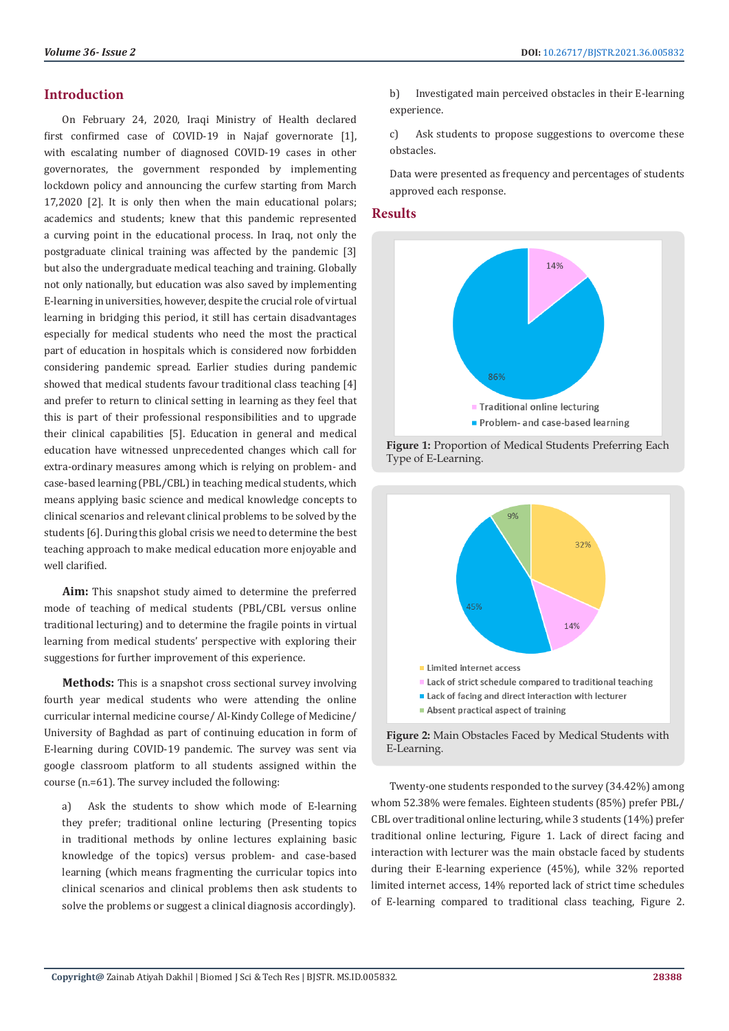## Introduction

On February 24, 2020, Iraqi Ministry of Health declared first confirmed case of COVID-19 in Najaf governorate [1], with escalating number of diagnosed COVID-19 cases in other governorates, the government responded by implementing lockdown policy and announcing the curfew starting from March 17,2020 [2]. It is only then when the main educational polars; academics and students; knew that this pandemic represented a curving point in the educational process. In Iraq, not only the postgraduate clinical training was affected by the pandemic [3] but also the undergraduate medical teaching and training. Globally not only nationally, but education was also saved by implementing E-learning in universities, however, despite the crucial role of virtual learning in bridging this period, it still has certain disadvantages especially for medical students who need the most the practical part of education in hospitals which is considered now forbidden considering pandemic spread. Earlier studies during pandemic showed that medical students favour traditional class teaching [4] and prefer to return to clinical setting in learning as they feel that this is part of their professional responsibilities and to upgrade their clinical capabilities [5]. Education in general and medical education have witnessed unprecedented changes which call for extra-ordinary measures among which is relying on problem- and case-based learning (PBL/CBL) in teaching medical students, which means applying basic science and medical knowledge concepts to clinical scenarios and relevant clinical problems to be solved by the students [6]. During this global crisis we need to determine the best teaching approach to make medical education more enjoyable and well clarified.

**Aim:** This snapshot study aimed to determine the preferred mode of teaching of medical students (PBL/CBL versus online traditional lecturing) and to determine the fragile points in virtual learning from medical students' perspective with exploring their suggestions for further improvement of this experience.

**Methods:** This is a snapshot cross sectional survey involving fourth year medical students who were attending the online curricular internal medicine course/ Al-Kindy College of Medicine/ University of Baghdad as part of continuing education in form of E-learning during COVID-19 pandemic. The survey was sent via google classroom platform to all students assigned within the course (n.=61). The survey included the following:

a) Ask the students to show which mode of E-learning they prefer; traditional online lecturing (Presenting topics in traditional methods by online lectures explaining basic knowledge of the topics) versus problem- and case-based learning (which means fragmenting the curricular topics into clinical scenarios and clinical problems then ask students to solve the problems or suggest a clinical diagnosis accordingly).

b) Investigated main perceived obstacles in their E-learning experience.

c) Ask students to propose suggestions to overcome these obstacles.

Data were presented as frequency and percentages of students approved each response.

## Results

14%
86%
Traditional online lecturing
Problem- and case-based learning

**Figure 1:** Proportion of Medical Students Preferring Each Type of E-Learning.

9%
32%
45%
14%
Limited internet access
Lack of strict schedule compared to traditional teaching
Lack of facing and direct interaction with lecturer
Absent practical aspect of training

**Figure 2:** Main Obstacles Faced by Medical Students with E-Learning.

Twenty-one students responded to the survey (34.42%) among whom 52.38% were females. Eighteen students (85%) prefer PBL/CBL over traditional online lecturing, while 3 students (14%) prefer traditional online lecturing, Figure 1. Lack of direct facing and interaction with lecturer was the main obstacle faced by students during their E-learning experience (45%), while 32% reported limited internet access, 14% reported lack of strict time schedules of E-learning compared to traditional class teaching, Figure 2.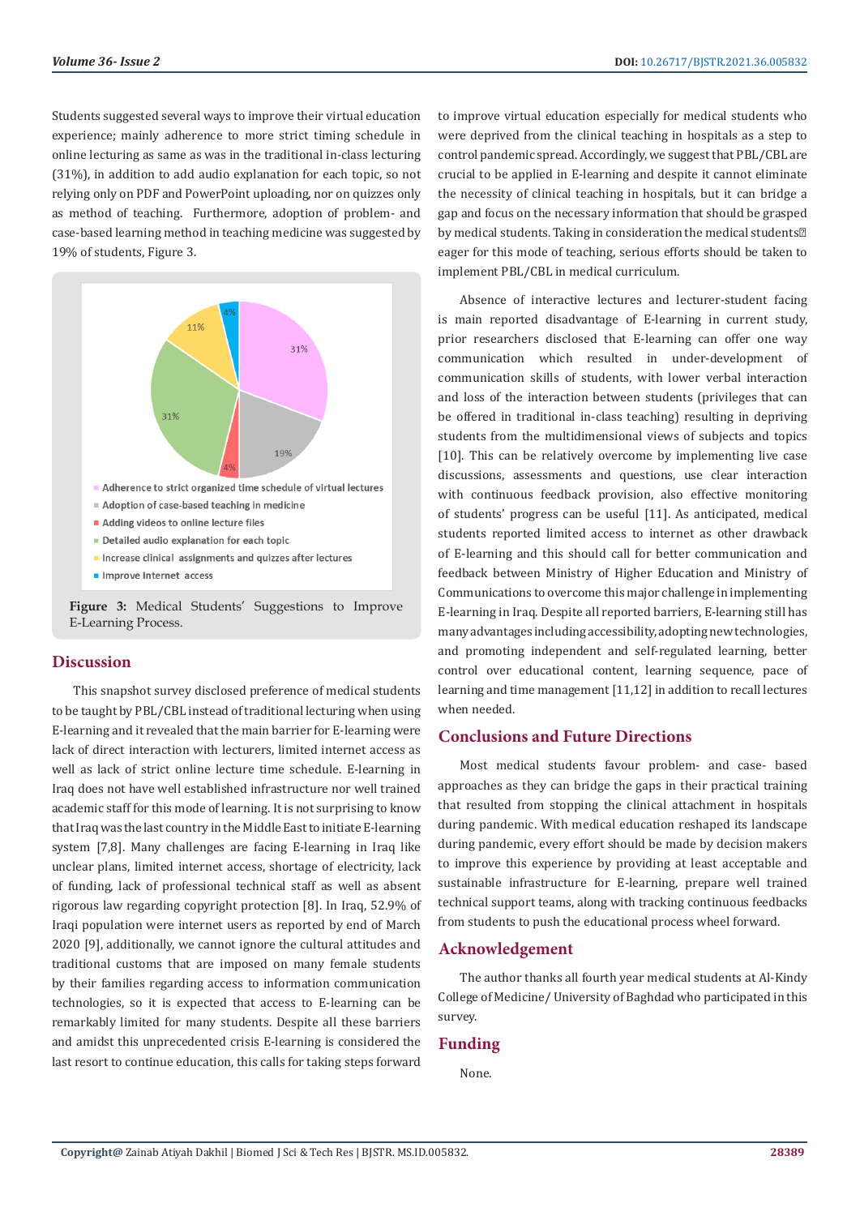Students suggested several ways to improve their virtual education experience; mainly adherence to more strict timing schedule in online lecturing as same as was in the traditional in-class lecturing (31%), in addition to add audio explanation for each topic, so not relying only on PDF and PowerPoint uploading, nor on quizzes only as method of teaching. Furthermore, adoption of problem- and case-based learning method in teaching medicine was suggested by 19% of students, Figure 3.

31%
19%
4%
31%
11%
4%

- Adherence to strict organized time schedule of virtual lectures
- Adoption of case-based teaching in medicine
- Adding videos to online lecture files
- Detailed audio explanation for each topic
- Increase clinical assignments and quizzes after lectures
- Improve Internet access

**Figure 3:** Medical Students' Suggestions to Improve E-Learning Process.

## Discussion

This snapshot survey disclosed preference of medical students to be taught by PBL/CBL instead of traditional lecturing when using E-learning and it revealed that the main barrier for E-learning were lack of direct interaction with lecturers, limited internet access as well as lack of strict online lecture time schedule. E-learning in Iraq does not have well established infrastructure nor well trained academic staff for this mode of learning. It is not surprising to know that Iraq was the last country in the Middle East to initiate E-learning system [7,8]. Many challenges are facing E-learning in Iraq like unclear plans, limited internet access, shortage of electricity, lack of funding, lack of professional technical staff as well as absent rigorous law regarding copyright protection [8]. In Iraq, 52.9% of Iraqi population were internet users as reported by end of March 2020 [9], additionally, we cannot ignore the cultural attitudes and traditional customs that are imposed on many female students by their families regarding access to information communication technologies, so it is expected that access to E-learning can be remarkably limited for many students. Despite all these barriers and amidst this unprecedented crisis E-learning is considered the last resort to continue education, this calls for taking steps forward to improve virtual education especially for medical students who were deprived from the clinical teaching in hospitals as a step to control pandemic spread. Accordingly, we suggest that PBL/CBL are crucial to be applied in E-learning and despite it cannot eliminate the necessity of clinical teaching in hospitals, but it can bridge a gap and focus on the necessary information that should be grasped by medical students. Taking in consideration the medical students eager for this mode of teaching, serious efforts should be taken to implement PBL/CBL in medical curriculum.

Absence of interactive lectures and lecturer-student facing is main reported disadvantage of E-learning in current study, prior researchers disclosed that E-learning can offer one way communication which resulted in under-development of communication skills of students, with lower verbal interaction and loss of the interaction between students (privileges that can be offered in traditional in-class teaching) resulting in depriving students from the multidimensional views of subjects and topics [10]. This can be relatively overcome by implementing live case discussions, assessments and questions, use clear interaction with continuous feedback provision, also effective monitoring of students' progress can be useful [11]. As anticipated, medical students reported limited access to internet as other drawback of E-learning and this should call for better communication and feedback between Ministry of Higher Education and Ministry of Communications to overcome this major challenge in implementing E-learning in Iraq. Despite all reported barriers, E-learning still has many advantages including accessibility, adopting new technologies, and promoting independent and self-regulated learning, better control over educational content, learning sequence, pace of learning and time management [11,12] in addition to recall lectures when needed.

## Conclusions and Future Directions

Most medical students favour problem- and case- based approaches as they can bridge the gaps in their practical training that resulted from stopping the clinical attachment in hospitals during pandemic. With medical education reshaped its landscape during pandemic, every effort should be made by decision makers to improve this experience by providing at least acceptable and sustainable infrastructure for E-learning, prepare well trained technical support teams, along with tracking continuous feedbacks from students to push the educational process wheel forward.

## Acknowledgement

The author thanks all fourth year medical students at Al-Kindy College of Medicine/ University of Baghdad who participated in this survey.

## Funding

None.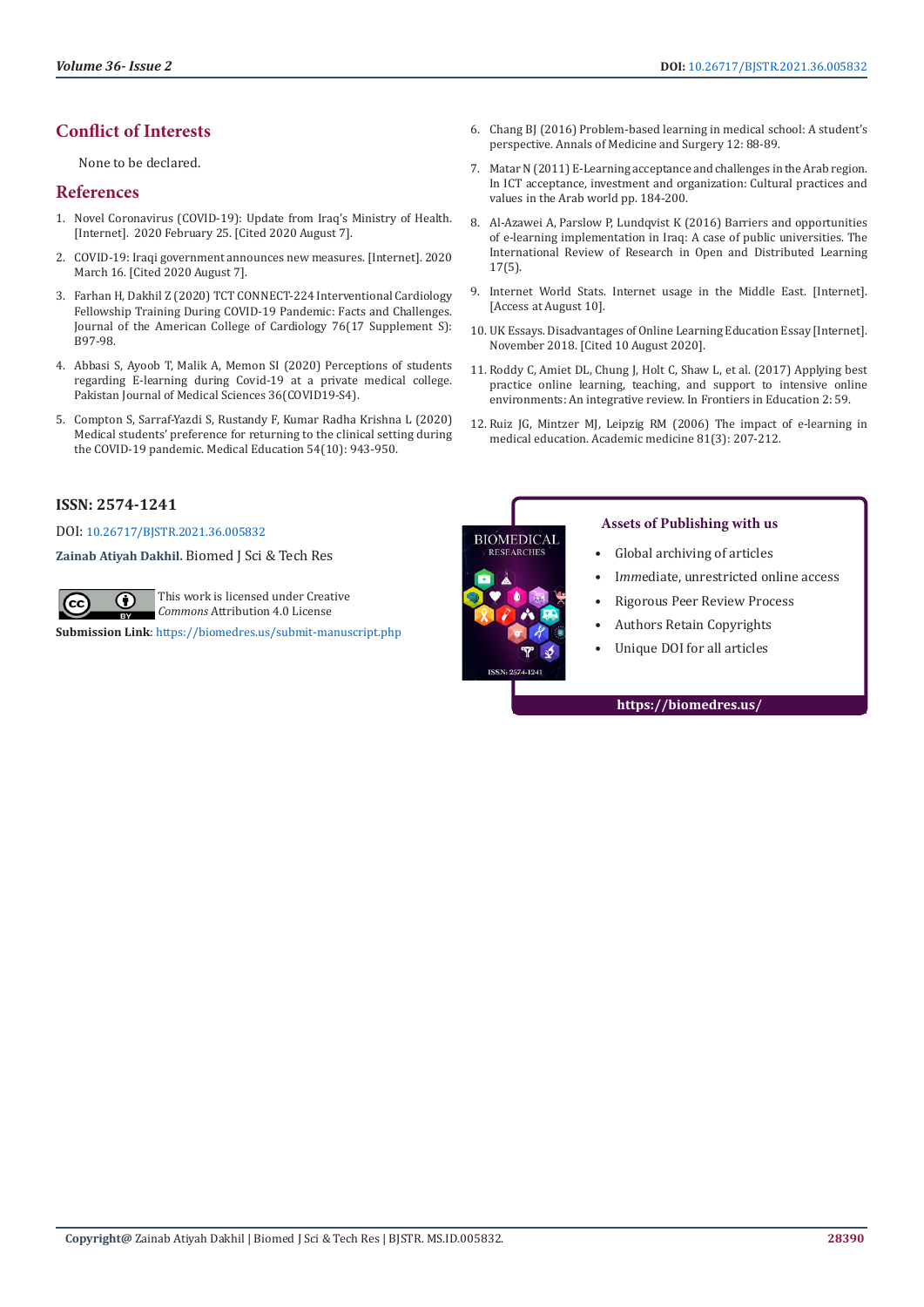## Conflict of Interests

None to be declared.

## References

1. Novel Coronavirus (COVID-19): Update from Iraq's Ministry of Health. [Internet]. 2020 February 25. [Cited 2020 August 7].
2. COVID-19: Iraqi government announces new measures. [Internet]. 2020 March 16. [Cited 2020 August 7].
3. Farhan H, Dakhil Z (2020) TCT CONNECT-224 Interventional Cardiology Fellowship Training During COVID-19 Pandemic: Facts and Challenges. Journal of the American College of Cardiology 76(17 Supplement S): B97-98.
4. Abbasi S, Ayoob T, Malik A, Memon SI (2020) Perceptions of students regarding E-learning during Covid-19 at a private medical college. Pakistan Journal of Medical Sciences 36(COVID19-S4).
5. Compton S, Sarraf-Yazdi S, Rustandy F, Kumar Radha Krishna L (2020) Medical students' preference for returning to the clinical setting during the COVID-19 pandemic. Medical Education 54(10): 943-950.
6. Chang BJ (2016) Problem-based learning in medical school: A student's perspective. Annals of Medicine and Surgery 12: 88-89.
7. Matar N (2011) E-Learning acceptance and challenges in the Arab region. In ICT acceptance, investment and organization: Cultural practices and values in the Arab world pp. 184-200.
8. Al-Azawei A, Parslow P, Lundqvist K (2016) Barriers and opportunities of e-learning implementation in Iraq: A case of public universities. The International Review of Research in Open and Distributed Learning 17(5).
9. Internet World Stats. Internet usage in the Middle East. [Internet]. [Access at August 10].
10. UK Essays. Disadvantages of Online Learning Education Essay [Internet]. November 2018. [Cited 10 August 2020].
11. Roddy C, Amiet DL, Chung J, Holt C, Shaw L, et al. (2017) Applying best practice online learning, teaching, and support to intensive online environments: An integrative review. In Frontiers in Education 2: 59.
12. Ruiz JG, Mintzer MJ, Leipzig RM (2006) The impact of e-learning in medical education. Academic medicine 81(3): 207-212.

**ISSN: 2574-1241**

DOI: 10.26717/BJSTR.2021.36.005832

**Zainab Atiyah Dakhil.** Biomed J Sci & Tech Res

This work is licensed under Creative *Commons* Attribution 4.0 License

**Submission Link**: https://biomedres.us/submit-manuscript.php

**Assets of Publishing with us**

- Global archiving of articles
- Immediate, unrestricted online access
- Rigorous Peer Review Process
- Authors Retain Copyrights
- Unique DOI for all articles

https://biomedres.us/